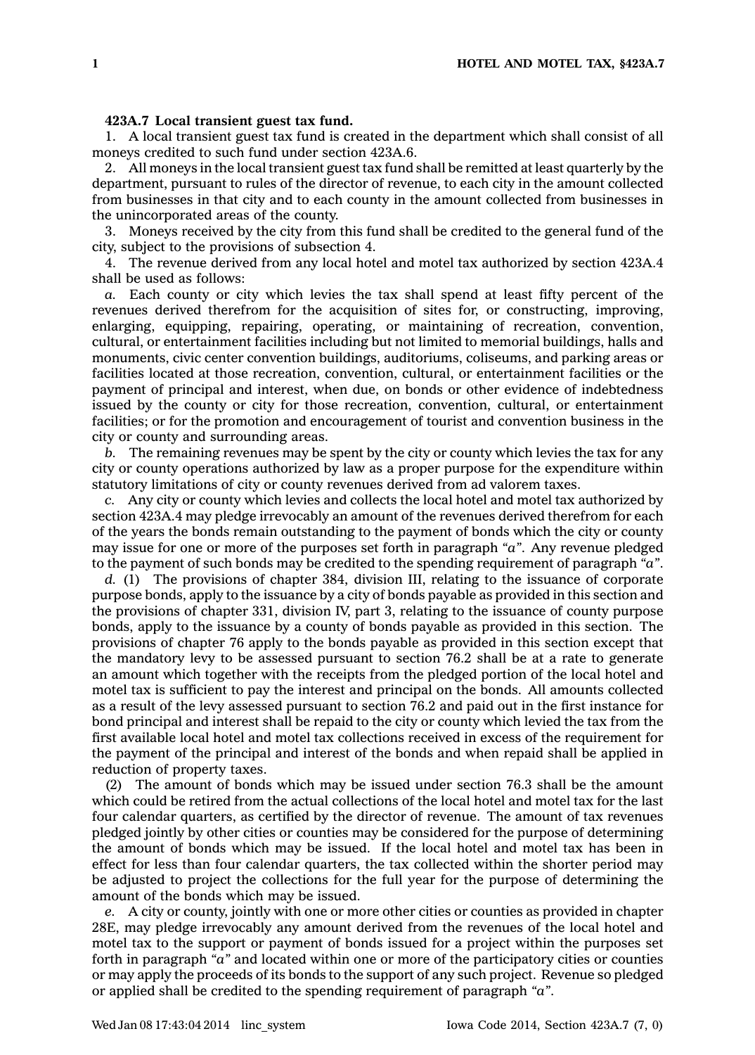**423A.7 Local transient guest tax fund.**

1. A local transient guest tax fund is created in the department which shall consist of all moneys credited to such fund under section 423A.6.

2. All moneys in the local transient guest tax fund shall be remitted at least quarterly by the department, pursuant to rules of the director of revenue, to each city in the amount collected from businesses in that city and to each county in the amount collected from businesses in the unincorporated areas of the county.

3. Moneys received by the city from this fund shall be credited to the general fund of the city, subject to the provisions of subsection 4.

4. The revenue derived from any local hotel and motel tax authorized by section 423A.4 shall be used as follows:

*a.* Each county or city which levies the tax shall spend at least fifty percent of the revenues derived therefrom for the acquisition of sites for, or constructing, improving, enlarging, equipping, repairing, operating, or maintaining of recreation, convention, cultural, or entertainment facilities including but not limited to memorial buildings, halls and monuments, civic center convention buildings, auditoriums, coliseums, and parking areas or facilities located at those recreation, convention, cultural, or entertainment facilities or the payment of principal and interest, when due, on bonds or other evidence of indebtedness issued by the county or city for those recreation, convention, cultural, or entertainment facilities; or for the promotion and encouragement of tourist and convention business in the city or county and surrounding areas.

*b.* The remaining revenues may be spent by the city or county which levies the tax for any city or county operations authorized by law as a proper purpose for the expenditure within statutory limitations of city or county revenues derived from ad valorem taxes.

*c.* Any city or county which levies and collects the local hotel and motel tax authorized by section 423A.4 may pledge irrevocably an amount of the revenues derived therefrom for each of the years the bonds remain outstanding to the payment of bonds which the city or county may issue for one or more of the purposes set forth in paragraph *"a"*. Any revenue pledged to the payment of such bonds may be credited to the spending requirement of paragraph *"a"*.

*d.* (1) The provisions of chapter 384, division III, relating to the issuance of corporate purpose bonds, apply to the issuance by a city of bonds payable as provided in this section and the provisions of chapter 331, division IV, part 3, relating to the issuance of county purpose bonds, apply to the issuance by a county of bonds payable as provided in this section. The provisions of chapter 76 apply to the bonds payable as provided in this section except that the mandatory levy to be assessed pursuant to section 76.2 shall be at a rate to generate an amount which together with the receipts from the pledged portion of the local hotel and motel tax is sufficient to pay the interest and principal on the bonds. All amounts collected as a result of the levy assessed pursuant to section 76.2 and paid out in the first instance for bond principal and interest shall be repaid to the city or county which levied the tax from the first available local hotel and motel tax collections received in excess of the requirement for the payment of the principal and interest of the bonds and when repaid shall be applied in reduction of property taxes.

(2) The amount of bonds which may be issued under section 76.3 shall be the amount which could be retired from the actual collections of the local hotel and motel tax for the last four calendar quarters, as certified by the director of revenue. The amount of tax revenues pledged jointly by other cities or counties may be considered for the purpose of determining the amount of bonds which may be issued. If the local hotel and motel tax has been in effect for less than four calendar quarters, the tax collected within the shorter period may be adjusted to project the collections for the full year for the purpose of determining the amount of the bonds which may be issued.

*e.* A city or county, jointly with one or more other cities or counties as provided in chapter 28E, may pledge irrevocably any amount derived from the revenues of the local hotel and motel tax to the support or payment of bonds issued for a project within the purposes set forth in paragraph *"a"* and located within one or more of the participatory cities or counties or may apply the proceeds of its bonds to the support of any such project. Revenue so pledged or applied shall be credited to the spending requirement of paragraph *"a"*.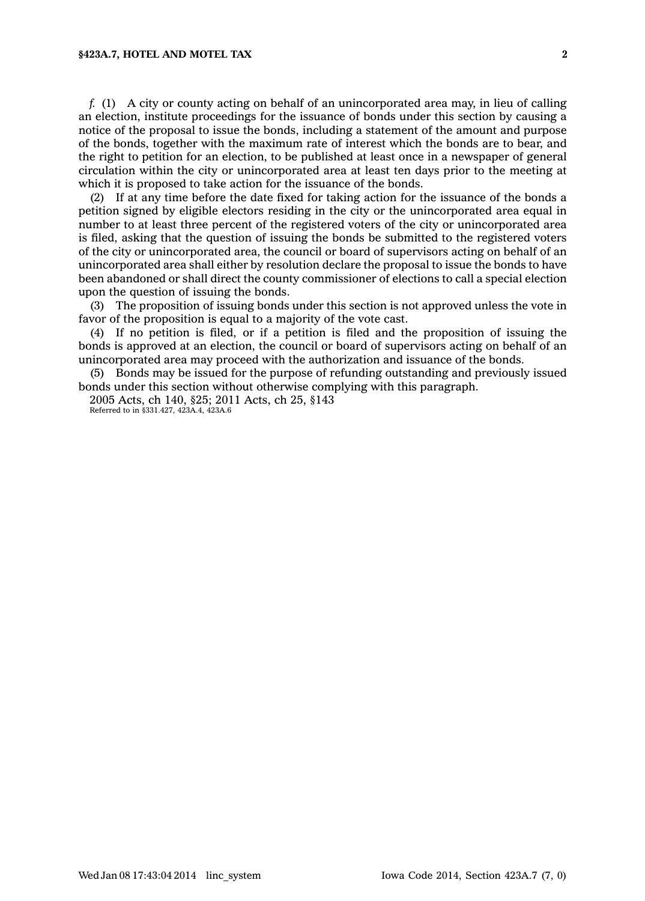*f.* (1) A city or county acting on behalf of an unincorporated area may, in lieu of calling an election, institute proceedings for the issuance of bonds under this section by causing a notice of the proposal to issue the bonds, including a statement of the amount and purpose of the bonds, together with the maximum rate of interest which the bonds are to bear, and the right to petition for an election, to be published at least once in a newspaper of general circulation within the city or unincorporated area at least ten days prior to the meeting at which it is proposed to take action for the issuance of the bonds.

(2) If at any time before the date fixed for taking action for the issuance of the bonds a petition signed by eligible electors residing in the city or the unincorporated area equal in number to at least three percent of the registered voters of the city or unincorporated area is filed, asking that the question of issuing the bonds be submitted to the registered voters of the city or unincorporated area, the council or board of supervisors acting on behalf of an unincorporated area shall either by resolution declare the proposal to issue the bonds to have been abandoned or shall direct the county commissioner of elections to call a special election upon the question of issuing the bonds.

(3) The proposition of issuing bonds under this section is not approved unless the vote in favor of the proposition is equal to a majority of the vote cast.

(4) If no petition is filed, or if a petition is filed and the proposition of issuing the bonds is approved at an election, the council or board of supervisors acting on behalf of an unincorporated area may proceed with the authorization and issuance of the bonds.

(5) Bonds may be issued for the purpose of refunding outstanding and previously issued bonds under this section without otherwise complying with this paragraph.

2005 Acts, ch 140, §25; 2011 Acts, ch 25, §143

Referred to in §331.427, 423A.4, 423A.6